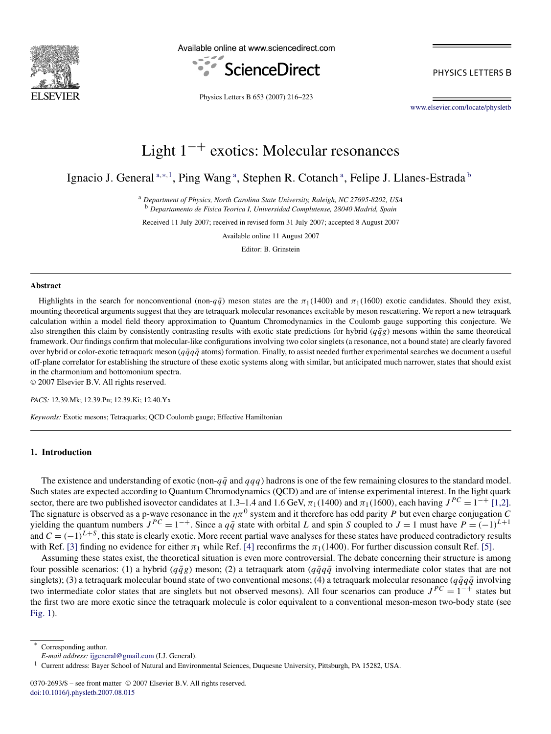# Light $1^{-+}$ exotics: Molecular resonances

Ignacio J. General [a,*,1], Ping Wang [a], Stephen R. Cotanch [a], Felipe J. Llanes-Estrada [b]

[a] *Department of Physics, North Carolina State University, Raleigh, NC 27695-8202, USA*
[b] *Departamento de Fisica Teorica I, Universidad Complutense, 28040 Madrid, Spain*

Received 11 July 2007; received in revised form 31 July 2007; accepted 8 August 2007

Available online 11 August 2007

Editor: B. Grinstein

## Abstract

Highlights in the search for nonconventional (non-$q\bar{q}$) meson states are the $\pi_1(1400)$ and $\pi_1(1600)$ exotic candidates. Should they exist, mounting theoretical arguments suggest that they are tetraquark molecular resonances excitable by meson rescattering. We report a new tetraquark calculation within a model field theory approximation to Quantum Chromodynamics in the Coulomb gauge supporting this conjecture. We also strengthen this claim by consistently contrasting results with exotic state predictions for hybrid ($q\bar{q}g$) mesons within the same theoretical framework. Our findings confirm that molecular-like configurations involving two color singlets (a resonance, not a bound state) are clearly favored over hybrid or color-exotic tetraquark meson ($q\bar{q}q\bar{q}$ atoms) formation. Finally, to assist needed further experimental searches we document a useful off-plane correlator for establishing the structure of these exotic systems along with similar, but anticipated much narrower, states that should exist in the charmonium and bottomonium spectra.

© 2007 Elsevier B.V. All rights reserved.

*PACS:* 12.39.Mk; 12.39.Pn; 12.39.Ki; 12.40.Yx

*Keywords:* Exotic mesons; Tetraquarks; QCD Coulomb gauge; Effective Hamiltonian

## 1. Introduction

The existence and understanding of exotic (non-$q\bar{q}$ and $qqq$) hadrons is one of the few remaining closures to the standard model. Such states are expected according to Quantum Chromodynamics (QCD) and are of intense experimental interest. In the light quark sector, there are two published isovector candidates at 1.3–1.4 and 1.6 GeV, $\pi_1(1400)$ and $\pi_1(1600)$, each having $J^{PC} = 1^{-+}$ [1,2]. The signature is observed as a p-wave resonance in the $\eta\pi^0$ system and it therefore has odd parity $P$ but even charge conjugation $C$ yielding the quantum numbers $J^{PC} = 1^{-+}$. Since a $q\bar{q}$ state with orbital $L$ and spin $S$ coupled to $J = 1$ must have $P = (-1)^{L+1}$ and $C = (-1)^{L+S}$, this state is clearly exotic. More recent partial wave analyses for these states have produced contradictory results with Ref. [3] finding no evidence for either $\pi_1$ while Ref. [4] reconfirms the $\pi_1(1400)$. For further discussion consult Ref. [5].

Assuming these states exist, the theoretical situation is even more controversial. The debate concerning their structure is among four possible scenarios: (1) a hybrid ($q\bar{q}g$) meson; (2) a tetraquark atom ($q\bar{q}q\bar{q}$ involving intermediate color states that are not singlets); (3) a tetraquark molecular bound state of two conventional mesons; (4) a tetraquark molecular resonance ($q\bar{q}q\bar{q}$ involving two intermediate color states that are singlets but not observed mesons). All four scenarios can produce $J^{PC} = 1^{-+}$ states but the first two are more exotic since the tetraquark molecule is color equivalent to a conventional meson-meson two-body state (see Fig. 1).

---

* Corresponding author.
*E-mail address:* ijgeneral@gmail.com (I.J. General).
1 Current address: Bayer School of Natural and Environmental Sciences, Duquesne University, Pittsburgh, PA 15282, USA.

0370-2693/$ – see front matter © 2007 Elsevier B.V. All rights reserved.
doi:10.1016/j.physletb.2007.08.015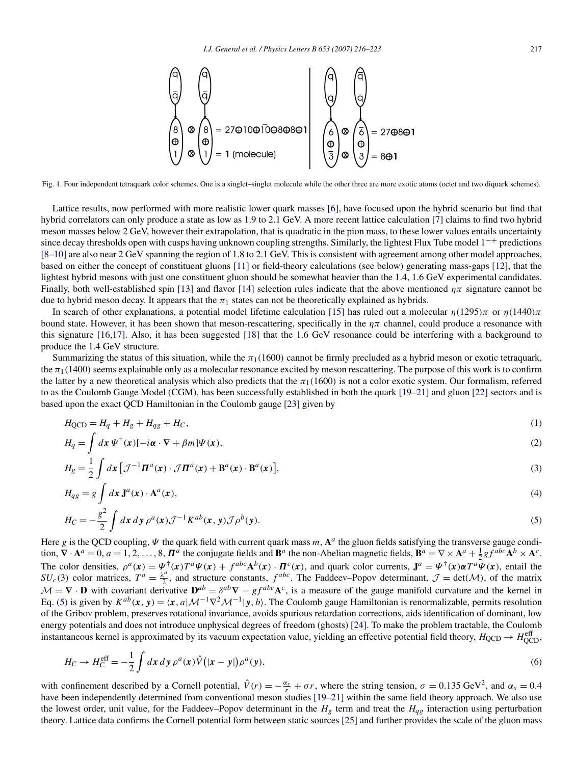Fig. 1. Four independent tetraquark color schemes. One is a singlet–singlet molecule while the other three are more exotic atoms (octet and two diquark schemes).

Lattice results, now performed with more realistic lower quark masses [6], have focused upon the hybrid scenario but find that hybrid correlators can only produce a state as low as 1.9 to 2.1 GeV. A more recent lattice calculation [7] claims to find two hybrid meson masses below 2 GeV, however their extrapolation, that is quadratic in the pion mass, to these lower values entails uncertainty since decay thresholds open with cusps having unknown coupling strengths. Similarly, the lightest Flux Tube model $1^{-+}$ predictions [8–10] are also near 2 GeV spanning the region of 1.8 to 2.1 GeV. This is consistent with agreement among other model approaches, based on either the concept of constituent gluons [11] or field-theory calculations (see below) generating mass-gaps [12], that the lightest hybrid mesons with just one constituent gluon should be somewhat heavier than the 1.4, 1.6 GeV experimental candidates. Finally, both well-established spin [13] and flavor [14] selection rules indicate that the above mentioned $\eta\pi$ signature cannot be due to hybrid meson decay. It appears that the $\pi_1$ states can not be theoretically explained as hybrids.

In search of other explanations, a potential model lifetime calculation [15] has ruled out a molecular $\eta(1295)\pi$ or $\eta(1440)\pi$ bound state. However, it has been shown that meson-rescattering, specifically in the $\eta\pi$ channel, could produce a resonance with this signature [16,17]. Also, it has been suggested [18] that the 1.6 GeV resonance could be interfering with a background to produce the 1.4 GeV structure.

Summarizing the status of this situation, while the $\pi_1(1600)$ cannot be firmly precluded as a hybrid meson or exotic tetraquark, the $\pi_1(1400)$ seems explainable only as a molecular resonance excited by meson rescattering. The purpose of this work is to confirm the latter by a new theoretical analysis which also predicts that the $\pi_1(1600)$ is not a color exotic system. Our formalism, referred to as the Coulomb Gauge Model (CGM), has been successfully established in both the quark [19–21] and gluon [22] sectors and is based upon the exact QCD Hamiltonian in the Coulomb gauge [23] given by

$$H_{\rm QCD} = H_q + H_g + H_{qg} + H_C, \tag{1}$$

$$H_q = \int d\boldsymbol{x}\, \Psi^\dagger(\boldsymbol{x})[-i\boldsymbol{\alpha}\cdot\boldsymbol{\nabla} + \beta m]\Psi(\boldsymbol{x}), \tag{2}$$

$$H_g = \frac{1}{2}\int d\boldsymbol{x}\,\big[\mathcal{J}^{-1}\boldsymbol{\Pi}^a(\boldsymbol{x})\cdot\mathcal{J}\boldsymbol{\Pi}^a(\boldsymbol{x}) + \mathbf{B}^a(\boldsymbol{x})\cdot\mathbf{B}^a(\boldsymbol{x})\big], \tag{3}$$

$$H_{qg} = g\int d\boldsymbol{x}\,\mathbf{J}^a(\boldsymbol{x})\cdot\mathbf{A}^a(\boldsymbol{x}), \tag{4}$$

$$H_C = -\frac{g^2}{2}\int d\boldsymbol{x}\,d\boldsymbol{y}\,\rho^a(\boldsymbol{x})\mathcal{J}^{-1}K^{ab}(\boldsymbol{x},\boldsymbol{y})\mathcal{J}\rho^b(\boldsymbol{y}). \tag{5}$$

Here $g$ is the QCD coupling, $\Psi$ the quark field with current quark mass $m$, $\mathbf{A}^a$ the gluon fields satisfying the transverse gauge condition, $\boldsymbol{\nabla}\cdot\mathbf{A}^a = 0$, $a = 1, 2, \ldots, 8$, $\boldsymbol{\Pi}^a$ the conjugate fields and $\mathbf{B}^a$ the non-Abelian magnetic fields, $\mathbf{B}^a = \nabla\times\mathbf{A}^a + \frac{1}{2}gf^{abc}\mathbf{A}^b\times\mathbf{A}^c$. The color densities, $\rho^a(\boldsymbol{x}) = \Psi^\dagger(\boldsymbol{x})T^a\Psi(\boldsymbol{x}) + f^{abc}\mathbf{A}^b(\boldsymbol{x})\cdot\boldsymbol{\Pi}^c(\boldsymbol{x})$, and quark color currents, $\mathbf{J}^a = \Psi^\dagger(\boldsymbol{x})\boldsymbol{\alpha}T^a\Psi(\boldsymbol{x})$, entail the $SU_c(3)$ color matrices, $T^a = \frac{\lambda^a}{2}$, and structure constants, $f^{abc}$. The Faddeev–Popov determinant, $\mathcal{J} = \det(\mathcal{M})$, of the matrix $\mathcal{M} = \boldsymbol{\nabla}\cdot\mathbf{D}$ with covariant derivative $\mathbf{D}^{ab} = \delta^{ab}\boldsymbol{\nabla} - gf^{abc}\mathbf{A}^c$, is a measure of the gauge manifold curvature and the kernel in Eq. (5) is given by $K^{ab}(\boldsymbol{x},\boldsymbol{y}) = \langle\boldsymbol{x},a|\mathcal{M}^{-1}\nabla^2\mathcal{M}^{-1}|\boldsymbol{y},b\rangle$. The Coulomb gauge Hamiltonian is renormalizable, permits resolution of the Gribov problem, preserves rotational invariance, avoids spurious retardation corrections, aids identification of dominant, low energy potentials and does not introduce unphysical degrees of freedom (ghosts) [24]. To make the problem tractable, the Coulomb instantaneous kernel is approximated by its vacuum expectation value, yielding an effective potential field theory, $H_{\rm QCD}\to H_{\rm QCD}^{\rm eff}$,

$$H_C \to H_C^{\rm eff} = -\frac{1}{2}\int d\boldsymbol{x}\,d\boldsymbol{y}\,\rho^a(\boldsymbol{x})\hat{V}\big(|\boldsymbol{x}-\boldsymbol{y}|\big)\rho^a(\boldsymbol{y}), \tag{6}$$

with confinement described by a Cornell potential, $\hat{V}(r) = -\frac{\alpha_s}{r} + \sigma r$, where the string tension, $\sigma = 0.135\ \text{GeV}^2$, and $\alpha_s = 0.4$ have been independently determined from conventional meson studies [19–21] within the same field theory approach. We also use the lowest order, unit value, for the Faddeev–Popov determinant in the $H_g$ term and treat the $H_{qg}$ interaction using perturbation theory. Lattice data confirms the Cornell potential form between static sources [25] and further provides the scale of the gluon mass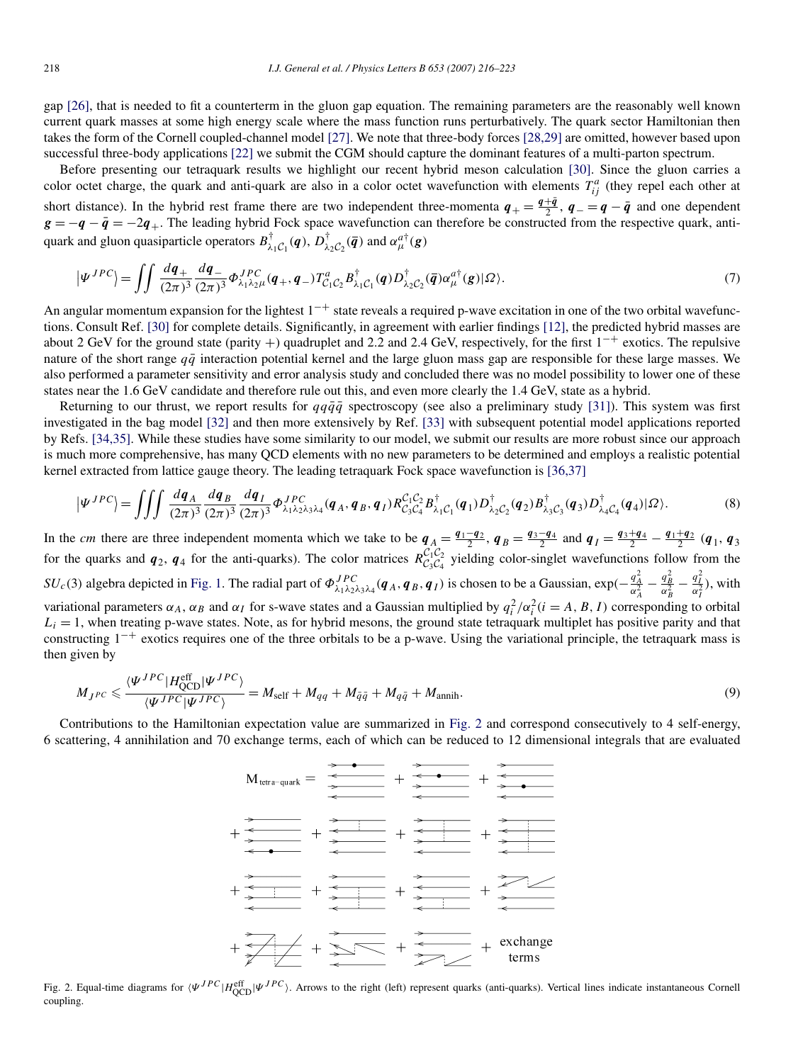gap [26], that is needed to fit a counterterm in the gluon gap equation. The remaining parameters are the reasonably well known current quark masses at some high energy scale where the mass function runs perturbatively. The quark sector Hamiltonian then takes the form of the Cornell coupled-channel model [27]. We note that three-body forces [28,29] are omitted, however based upon successful three-body applications [22] we submit the CGM should capture the dominant features of a multi-parton spectrum.

Before presenting our tetraquark results we highlight our recent hybrid meson calculation [30]. Since the gluon carries a color octet charge, the quark and anti-quark are also in a color octet wavefunction with elements $T^a_{ij}$ (they repel each other at short distance). In the hybrid rest frame there are two independent three-momenta $\boldsymbol{q}_+ = \frac{\boldsymbol{q}+\bar{\boldsymbol{q}}}{2}$, $\boldsymbol{q}_- = \boldsymbol{q} - \bar{\boldsymbol{q}}$ and one dependent $\boldsymbol{g} = -\boldsymbol{q} - \bar{\boldsymbol{q}} = -2\boldsymbol{q}_+$. The leading hybrid Fock space wavefunction can therefore be constructed from the respective quark, anti-quark and gluon quasiparticle operators $B^\dagger_{\lambda_1 \mathcal{C}_1}(\boldsymbol{q})$, $D^\dagger_{\lambda_2 \mathcal{C}_2}(\bar{\boldsymbol{q}})$ and $\alpha^{a\dagger}_\mu(\boldsymbol{g})$

$$\left|\Psi^{JPC}\right\rangle = \iint \frac{d\boldsymbol{q}_+}{(2\pi)^3}\frac{d\boldsymbol{q}_-}{(2\pi)^3}\Phi^{JPC}_{\lambda_1\lambda_2\mu}(\boldsymbol{q}_+, \boldsymbol{q}_-) T^a_{\mathcal{C}_1\mathcal{C}_2} B^\dagger_{\lambda_1\mathcal{C}_1}(\boldsymbol{q}) D^\dagger_{\lambda_2\mathcal{C}_2}(\bar{\boldsymbol{q}}) \alpha^{a\dagger}_\mu(\boldsymbol{g}) |\Omega\rangle. \tag{7}$$

An angular momentum expansion for the lightest $1^{-+}$ state reveals a required p-wave excitation in one of the two orbital wavefunctions. Consult Ref. [30] for complete details. Significantly, in agreement with earlier findings [12], the predicted hybrid masses are about 2 GeV for the ground state (parity +) quadruplet and 2.2 and 2.4 GeV, respectively, for the first $1^{-+}$ exotics. The repulsive nature of the short range $q\bar{q}$ interaction potential kernel and the large gluon mass gap are responsible for these large masses. We also performed a parameter sensitivity and error analysis study and concluded there was no model possibility to lower one of these states near the 1.6 GeV candidate and therefore rule out this, and even more clearly the 1.4 GeV, state as a hybrid.

Returning to our thrust, we report results for $qq\bar{q}\bar{q}$ spectroscopy (see also a preliminary study [31]). This system was first investigated in the bag model [32] and then more extensively by Ref. [33] with subsequent potential model applications reported by Refs. [34,35]. While these studies have some similarity to our model, we submit our results are more robust since our approach is much more comprehensive, has many QCD elements with no new parameters to be determined and employs a realistic potential kernel extracted from lattice gauge theory. The leading tetraquark Fock space wavefunction is [36,37]

$$\left|\Psi^{JPC}\right\rangle = \iiint \frac{d\boldsymbol{q}_A}{(2\pi)^3}\frac{d\boldsymbol{q}_B}{(2\pi)^3}\frac{d\boldsymbol{q}_I}{(2\pi)^3}\Phi^{JPC}_{\lambda_1\lambda_2\lambda_3\lambda_4}(\boldsymbol{q}_A, \boldsymbol{q}_B, \boldsymbol{q}_I) R^{\mathcal{C}_1\mathcal{C}_2}_{\mathcal{C}_3\mathcal{C}_4} B^\dagger_{\lambda_1\mathcal{C}_1}(\boldsymbol{q}_1) D^\dagger_{\lambda_2\mathcal{C}_2}(\boldsymbol{q}_2) B^\dagger_{\lambda_3\mathcal{C}_3}(\boldsymbol{q}_3) D^\dagger_{\lambda_4\mathcal{C}_4}(\boldsymbol{q}_4)|\Omega\rangle. \tag{8}$$

In the *cm* there are three independent momenta which we take to be $\boldsymbol{q}_A = \frac{\boldsymbol{q}_1-\boldsymbol{q}_2}{2}$, $\boldsymbol{q}_B = \frac{\boldsymbol{q}_3-\boldsymbol{q}_4}{2}$ and $\boldsymbol{q}_I = \frac{\boldsymbol{q}_3+\boldsymbol{q}_4}{2} - \frac{\boldsymbol{q}_1+\boldsymbol{q}_2}{2}$ ($\boldsymbol{q}_1$, $\boldsymbol{q}_3$ for the quarks and $\boldsymbol{q}_2$, $\boldsymbol{q}_4$ for the anti-quarks). The color matrices $R^{\mathcal{C}_1\mathcal{C}_2}_{\mathcal{C}_3\mathcal{C}_4}$ yielding color-singlet wavefunctions follow from the $SU_c(3)$ algebra depicted in Fig. 1. The radial part of $\Phi^{JPC}_{\lambda_1\lambda_2\lambda_3\lambda_4}(\boldsymbol{q}_A, \boldsymbol{q}_B, \boldsymbol{q}_I)$ is chosen to be a Gaussian, $\exp(-\frac{q_A^2}{\alpha_A^2} - \frac{q_B^2}{\alpha_B^2} - \frac{q_I^2}{\alpha_I^2})$, with variational parameters $\alpha_A$, $\alpha_B$ and $\alpha_I$ for s-wave states and a Gaussian multiplied by $q_i^2/\alpha_i^2 (i = A, B, I)$ corresponding to orbital $L_i = 1$, when treating p-wave states. Note, as for hybrid mesons, the ground state tetraquark multiplet has positive parity and that constructing $1^{-+}$ exotics requires one of the three orbitals to be a p-wave. Using the variational principle, the tetraquark mass is then given by

$$M_{JPC} \leqslant \frac{\langle\Psi^{JPC}|H^{\text{eff}}_{\text{QCD}}|\Psi^{JPC}\rangle}{\langle\Psi^{JPC}|\Psi^{JPC}\rangle} = M_{\text{self}} + M_{qq} + M_{\bar{q}\bar{q}} + M_{q\bar{q}} + M_{\text{annih}}. \tag{9}$$

Contributions to the Hamiltonian expectation value are summarized in Fig. 2 and correspond consecutively to 4 self-energy, 6 scattering, 4 annihilation and 70 exchange terms, each of which can be reduced to 12 dimensional integrals that are evaluated

Fig. 2. Equal-time diagrams for $\langle\Psi^{JPC}|H^{\text{eff}}_{\text{QCD}}|\Psi^{JPC}\rangle$. Arrows to the right (left) represent quarks (anti-quarks). Vertical lines indicate instantaneous Cornell coupling.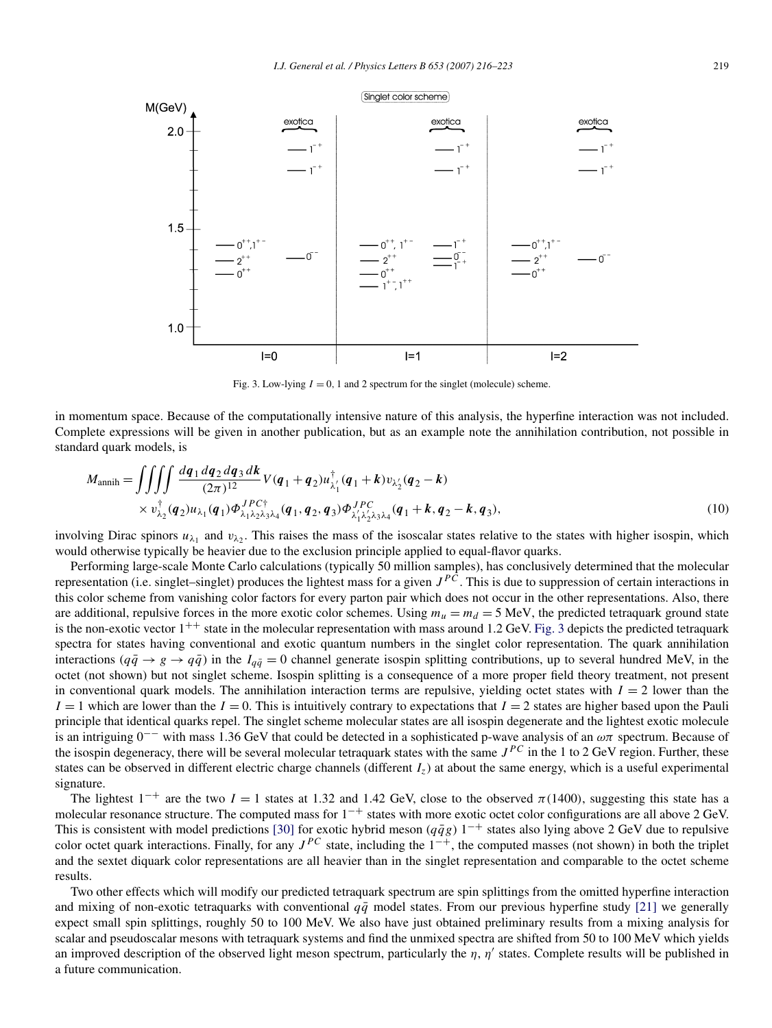Fig. 3. Low-lying $I = 0$, 1 and 2 spectrum for the singlet (molecule) scheme.

in momentum space. Because of the computationally intensive nature of this analysis, the hyperfine interaction was not included. Complete expressions will be given in another publication, but as an example note the annihilation contribution, not possible in standard quark models, is

$$
\begin{aligned}
M_{\text{annih}} = \iiiint \frac{d\boldsymbol{q}_1\, d\boldsymbol{q}_2\, d\boldsymbol{q}_3\, d\boldsymbol{k}}{(2\pi)^{12}} V(\boldsymbol{q}_1 + \boldsymbol{q}_2) u^{\dagger}_{\lambda'_1}(\boldsymbol{q}_1 + \boldsymbol{k}) v_{\lambda'_2}(\boldsymbol{q}_2 - \boldsymbol{k}) \\
\times v^{\dagger}_{\lambda_2}(\boldsymbol{q}_2) u_{\lambda_1}(\boldsymbol{q}_1) \Phi^{JPC\dagger}_{\lambda_1\lambda_2\lambda_3\lambda_4}(\boldsymbol{q}_1, \boldsymbol{q}_2, \boldsymbol{q}_3) \Phi^{JPC}_{\lambda'_1\lambda'_2\lambda_3\lambda_4}(\boldsymbol{q}_1 + \boldsymbol{k}, \boldsymbol{q}_2 - \boldsymbol{k}, \boldsymbol{q}_3),
\end{aligned}
\tag{10}
$$

involving Dirac spinors $u_{\lambda_1}$ and $v_{\lambda_2}$. This raises the mass of the isoscalar states relative to the states with higher isospin, which would otherwise typically be heavier due to the exclusion principle applied to equal-flavor quarks.

Performing large-scale Monte Carlo calculations (typically 50 million samples), has conclusively determined that the molecular representation (i.e. singlet–singlet) produces the lightest mass for a given $J^{PC}$. This is due to suppression of certain interactions in this color scheme from vanishing color factors for every parton pair which does not occur in the other representations. Also, there are additional, repulsive forces in the more exotic color schemes. Using $m_u = m_d = 5$ MeV, the predicted tetraquark ground state is the non-exotic vector $1^{++}$ state in the molecular representation with mass around 1.2 GeV. Fig. 3 depicts the predicted tetraquark spectra for states having conventional and exotic quantum numbers in the singlet color representation. The quark annihilation interactions ($q\bar{q} \to g \to q\bar{q}$) in the $I_{q\bar{q}} = 0$ channel generate isospin splitting contributions, up to several hundred MeV, in the octet (not shown) but not singlet scheme. Isospin splitting is a consequence of a more proper field theory treatment, not present in conventional quark models. The annihilation interaction terms are repulsive, yielding octet states with $I = 2$ lower than the $I = 1$ which are lower than the $I = 0$. This is intuitively contrary to expectations that $I = 2$ states are higher based upon the Pauli principle that identical quarks repel. The singlet scheme molecular states are all isospin degenerate and the lightest exotic molecule is an intriguing $0^{--}$ with mass 1.36 GeV that could be detected in a sophisticated p-wave analysis of an $\omega\pi$ spectrum. Because of the isospin degeneracy, there will be several molecular tetraquark states with the same $J^{PC}$ in the 1 to 2 GeV region. Further, these states can be observed in different electric charge channels (different $I_z$) at about the same energy, which is a useful experimental signature.

The lightest $1^{-+}$ are the two $I = 1$ states at 1.32 and 1.42 GeV, close to the observed $\pi(1400)$, suggesting this state has a molecular resonance structure. The computed mass for $1^{-+}$ states with more exotic octet color configurations are all above 2 GeV. This is consistent with model predictions [30] for exotic hybrid meson ($q\bar{q}g$) $1^{-+}$ states also lying above 2 GeV due to repulsive color octet quark interactions. Finally, for any $J^{PC}$ state, including the $1^{-+}$, the computed masses (not shown) in both the triplet and the sextet diquark color representations are all heavier than in the singlet representation and comparable to the octet scheme results.

Two other effects which will modify our predicted tetraquark spectrum are spin splittings from the omitted hyperfine interaction and mixing of non-exotic tetraquarks with conventional $q\bar{q}$ model states. From our previous hyperfine study [21] we generally expect small spin splittings, roughly 50 to 100 MeV. We also have just obtained preliminary results from a mixing analysis for scalar and pseudoscalar mesons with tetraquark systems and find the unmixed spectra are shifted from 50 to 100 MeV which yields an improved description of the observed light meson spectrum, particularly the $\eta$, $\eta'$ states. Complete results will be published in a future communication.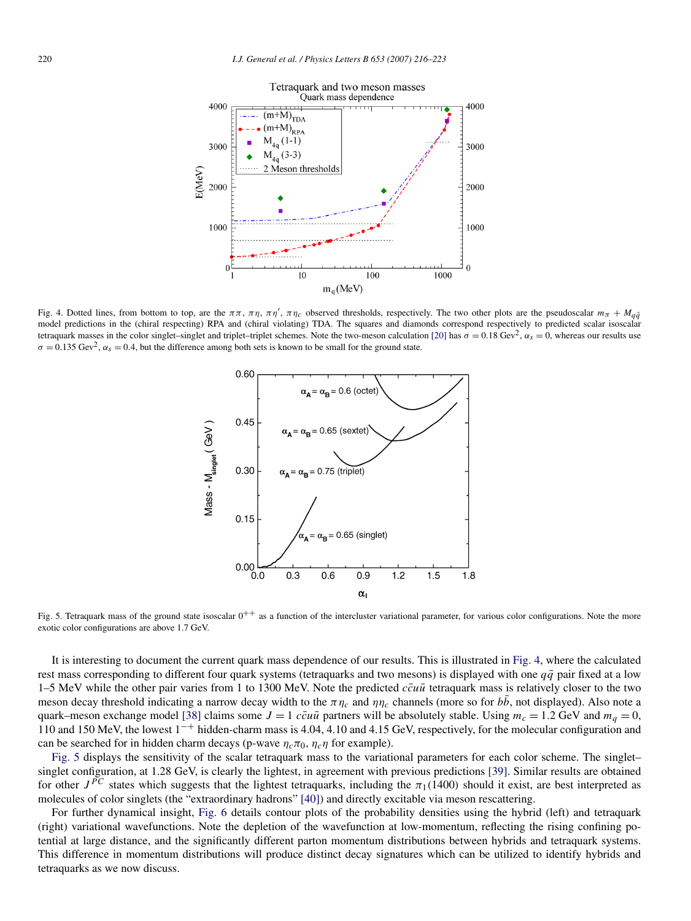Fig. 4. Dotted lines, from bottom to top, are the $\pi\pi$, $\pi\eta$, $\pi\eta'$, $\pi\eta_c$ observed thresholds, respectively. The two other plots are the pseudoscalar $m_\pi + M_{q\bar{q}}$ model predictions in the (chiral respecting) RPA and (chiral violating) TDA. The squares and diamonds correspond respectively to predicted scalar isoscalar tetraquark masses in the color singlet–singlet and triplet–triplet schemes. Note the two-meson calculation [20] has $\sigma = 0.18\ \text{Gev}^2$, $\alpha_s = 0$, whereas our results use $\sigma = 0.135\ \text{Gev}^2$, $\alpha_s = 0.4$, but the difference among both sets is known to be small for the ground state.

Fig. 5. Tetraquark mass of the ground state isoscalar $0^{++}$ as a function of the intercluster variational parameter, for various color configurations. Note the more exotic color configurations are above 1.7 GeV.

It is interesting to document the current quark mass dependence of our results. This is illustrated in Fig. 4, where the calculated rest mass corresponding to different four quark systems (tetraquarks and two mesons) is displayed with one $q\bar{q}$ pair fixed at a low 1–5 MeV while the other pair varies from 1 to 1300 MeV. Note the predicted $c\bar{c}u\bar{u}$ tetraquark mass is relatively closer to the two meson decay threshold indicating a narrow decay width to the $\pi\eta_c$ and $\eta\eta_c$ channels (more so for $b\bar{b}$, not displayed). Also note a quark–meson exchange model [38] claims some $J = 1$ $c\bar{c}u\bar{u}$ partners will be absolutely stable. Using $m_c = 1.2$ GeV and $m_q = 0$, 110 and 150 MeV, the lowest $1^{-+}$ hidden-charm mass is 4.04, 4.10 and 4.15 GeV, respectively, for the molecular configuration and can be searched for in hidden charm decays (p-wave $\eta_c\pi_0$, $\eta_c\eta$ for example).

Fig. 5 displays the sensitivity of the scalar tetraquark mass to the variational parameters for each color scheme. The singlet–singlet configuration, at 1.28 GeV, is clearly the lightest, in agreement with previous predictions [39]. Similar results are obtained for other $J^{PC}$ states which suggests that the lightest tetraquarks, including the $\pi_1(1400)$ should it exist, are best interpreted as molecules of color singlets (the "extraordinary hadrons" [40]) and directly excitable via meson rescattering.

For further dynamical insight, Fig. 6 details contour plots of the probability densities using the hybrid (left) and tetraquark (right) variational wavefunctions. Note the depletion of the wavefunction at low-momentum, reflecting the rising confining potential at large distance, and the significantly different parton momentum distributions between hybrids and tetraquark systems. This difference in momentum distributions will produce distinct decay signatures which can be utilized to identify hybrids and tetraquarks as we now discuss.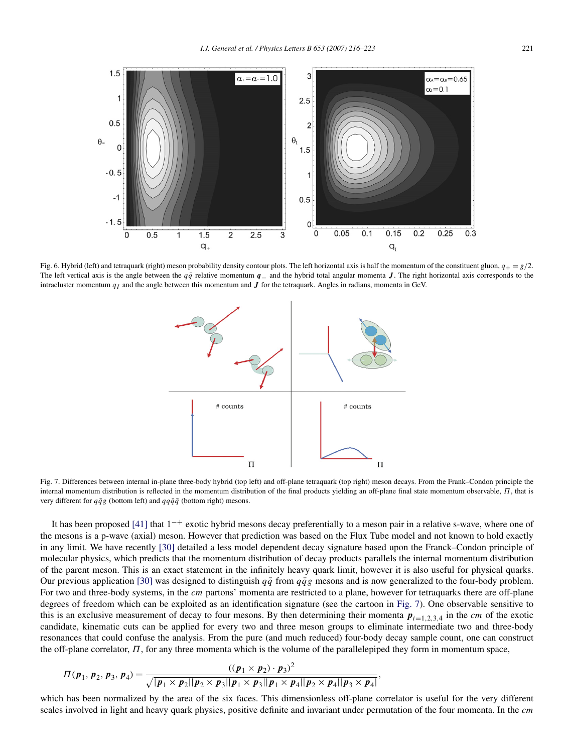Fig. 6. Hybrid (left) and tetraquark (right) meson probability density contour plots. The left horizontal axis is half the momentum of the constituent gluon, $q_+ = g/2$. The left vertical axis is the angle between the $q\bar{q}$ relative momentum $\boldsymbol{q}_-$ and the hybrid total angular momenta $\boldsymbol{J}$. The right horizontal axis corresponds to the intracluster momentum $q_I$ and the angle between this momentum and $\boldsymbol{J}$ for the tetraquark. Angles in radians, momenta in GeV.

Fig. 7. Differences between internal in-plane three-body hybrid (top left) and off-plane tetraquark (top right) meson decays. From the Frank–Condon principle the internal momentum distribution is reflected in the momentum distribution of the final products yielding an off-plane final state momentum observable, $\Pi$, that is very different for $q\bar{q}g$ (bottom left) and $qq\bar{q}\bar{q}$ (bottom right) mesons.

It has been proposed [41] that $1^{-+}$ exotic hybrid mesons decay preferentially to a meson pair in a relative s-wave, where one of the mesons is a p-wave (axial) meson. However that prediction was based on the Flux Tube model and not known to hold exactly in any limit. We have recently [30] detailed a less model dependent decay signature based upon the Franck–Condon principle of molecular physics, which predicts that the momentum distribution of decay products parallels the internal momentum distribution of the parent meson. This is an exact statement in the infinitely heavy quark limit, however it is also useful for physical quarks. Our previous application [30] was designed to distinguish $q\bar{q}$ from $q\bar{q}g$ mesons and is now generalized to the four-body problem. For two and three-body systems, in the *cm* partons' momenta are restricted to a plane, however for tetraquarks there are off-plane degrees of freedom which can be exploited as an identification signature (see the cartoon in Fig. 7). One observable sensitive to this is an exclusive measurement of decay to four mesons. By then determining their momenta $\boldsymbol{p}_{i=1,2,3,4}$ in the *cm* of the exotic candidate, kinematic cuts can be applied for every two and three meson groups to eliminate intermediate two and three-body resonances that could confuse the analysis. From the pure (and much reduced) four-body decay sample count, one can construct the off-plane correlator, $\Pi$, for any three momenta which is the volume of the parallelepiped they form in momentum space,

$$\Pi(\boldsymbol{p}_1, \boldsymbol{p}_2, \boldsymbol{p}_3, \boldsymbol{p}_4) = \frac{((\boldsymbol{p}_1 \times \boldsymbol{p}_2) \cdot \boldsymbol{p}_3)^2}{\sqrt{|\boldsymbol{p}_1 \times \boldsymbol{p}_2||\boldsymbol{p}_2 \times \boldsymbol{p}_3||\boldsymbol{p}_1 \times \boldsymbol{p}_3||\boldsymbol{p}_1 \times \boldsymbol{p}_4||\boldsymbol{p}_2 \times \boldsymbol{p}_4||\boldsymbol{p}_3 \times \boldsymbol{p}_4|}},$$

which has been normalized by the area of the six faces. This dimensionless off-plane correlator is useful for the very different scales involved in light and heavy quark physics, positive definite and invariant under permutation of the four momenta. In the *cm*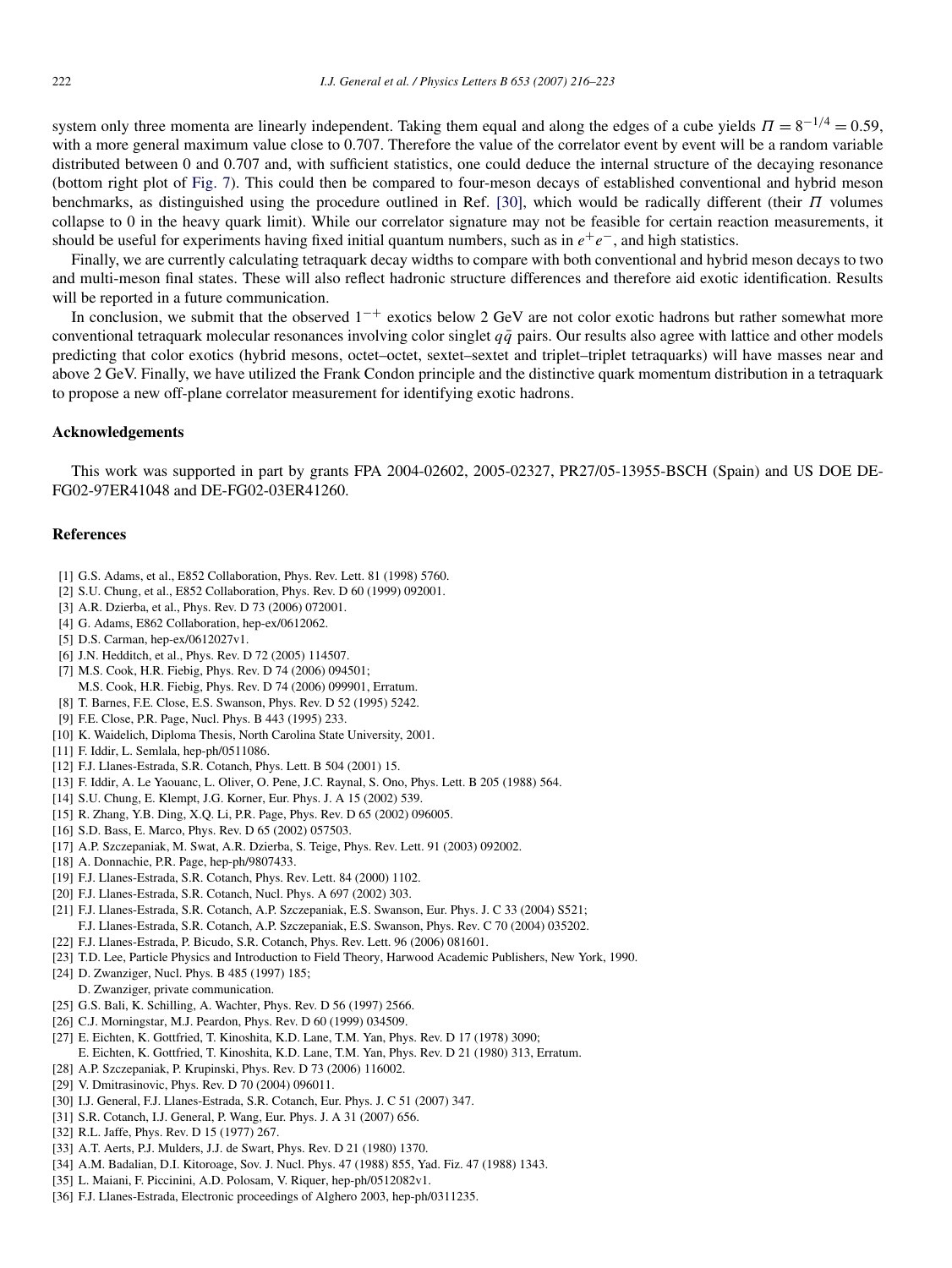system only three momenta are linearly independent. Taking them equal and along the edges of a cube yields $\Pi = 8^{-1/4} = 0.59$, with a more general maximum value close to 0.707. Therefore the value of the correlator event by event will be a random variable distributed between 0 and 0.707 and, with sufficient statistics, one could deduce the internal structure of the decaying resonance (bottom right plot of Fig. 7). This could then be compared to four-meson decays of established conventional and hybrid meson benchmarks, as distinguished using the procedure outlined in Ref. [30], which would be radically different (their $\Pi$ volumes collapse to 0 in the heavy quark limit). While our correlator signature may not be feasible for certain reaction measurements, it should be useful for experiments having fixed initial quantum numbers, such as in $e^+e^-$, and high statistics.

Finally, we are currently calculating tetraquark decay widths to compare with both conventional and hybrid meson decays to two and multi-meson final states. These will also reflect hadronic structure differences and therefore aid exotic identification. Results will be reported in a future communication.

In conclusion, we submit that the observed $1^{-+}$ exotics below 2 GeV are not color exotic hadrons but rather somewhat more conventional tetraquark molecular resonances involving color singlet $q\bar{q}$ pairs. Our results also agree with lattice and other models predicting that color exotics (hybrid mesons, octet–octet, sextet–sextet and triplet–triplet tetraquarks) will have masses near and above 2 GeV. Finally, we have utilized the Frank Condon principle and the distinctive quark momentum distribution in a tetraquark to propose a new off-plane correlator measurement for identifying exotic hadrons.

## Acknowledgements

This work was supported in part by grants FPA 2004-02602, 2005-02327, PR27/05-13955-BSCH (Spain) and US DOE DE-FG02-97ER41048 and DE-FG02-03ER41260.

## References

[1] G.S. Adams, et al., E852 Collaboration, Phys. Rev. Lett. 81 (1998) 5760.
[2] S.U. Chung, et al., E852 Collaboration, Phys. Rev. D 60 (1999) 092001.
[3] A.R. Dzierba, et al., Phys. Rev. D 73 (2006) 072001.
[4] G. Adams, E862 Collaboration, hep-ex/0612062.
[5] D.S. Carman, hep-ex/0612027v1.
[6] J.N. Hedditch, et al., Phys. Rev. D 72 (2005) 114507.
[7] M.S. Cook, H.R. Fiebig, Phys. Rev. D 74 (2006) 094501;
M.S. Cook, H.R. Fiebig, Phys. Rev. D 74 (2006) 099901, Erratum.
[8] T. Barnes, F.E. Close, E.S. Swanson, Phys. Rev. D 52 (1995) 5242.
[9] F.E. Close, P.R. Page, Nucl. Phys. B 443 (1995) 233.
[10] K. Waidelich, Diploma Thesis, North Carolina State University, 2001.
[11] F. Iddir, L. Semlala, hep-ph/0511086.
[12] F.J. Llanes-Estrada, S.R. Cotanch, Phys. Lett. B 504 (2001) 15.
[13] F. Iddir, A. Le Yaouanc, L. Oliver, O. Pene, J.C. Raynal, S. Ono, Phys. Lett. B 205 (1988) 564.
[14] S.U. Chung, E. Klempt, J.G. Korner, Eur. Phys. J. A 15 (2002) 539.
[15] R. Zhang, Y.B. Ding, X.Q. Li, P.R. Page, Phys. Rev. D 65 (2002) 096005.
[16] S.D. Bass, E. Marco, Phys. Rev. D 65 (2002) 057503.
[17] A.P. Szczepaniak, M. Swat, A.R. Dzierba, S. Teige, Phys. Rev. Lett. 91 (2003) 092002.
[18] A. Donnachie, P.R. Page, hep-ph/9807433.
[19] F.J. Llanes-Estrada, S.R. Cotanch, Phys. Rev. Lett. 84 (2000) 1102.
[20] F.J. Llanes-Estrada, S.R. Cotanch, Nucl. Phys. A 697 (2002) 303.
[21] F.J. Llanes-Estrada, S.R. Cotanch, A.P. Szczepaniak, E.S. Swanson, Eur. Phys. J. C 33 (2004) S521;
F.J. Llanes-Estrada, S.R. Cotanch, A.P. Szczepaniak, E.S. Swanson, Phys. Rev. C 70 (2004) 035202.
[22] F.J. Llanes-Estrada, P. Bicudo, S.R. Cotanch, Phys. Rev. Lett. 96 (2006) 081601.
[23] T.D. Lee, Particle Physics and Introduction to Field Theory, Harwood Academic Publishers, New York, 1990.
[24] D. Zwanziger, Nucl. Phys. B 485 (1997) 185;
D. Zwanziger, private communication.
[25] G.S. Bali, K. Schilling, A. Wachter, Phys. Rev. D 56 (1997) 2566.
[26] C.J. Morningstar, M.J. Peardon, Phys. Rev. D 60 (1999) 034509.
[27] E. Eichten, K. Gottfried, T. Kinoshita, K.D. Lane, T.M. Yan, Phys. Rev. D 17 (1978) 3090;
E. Eichten, K. Gottfried, T. Kinoshita, K.D. Lane, T.M. Yan, Phys. Rev. D 21 (1980) 313, Erratum.
[28] A.P. Szczepaniak, P. Krupinski, Phys. Rev. D 73 (2006) 116002.
[29] V. Dmitrasinovic, Phys. Rev. D 70 (2004) 096011.
[30] I.J. General, F.J. Llanes-Estrada, S.R. Cotanch, Eur. Phys. J. C 51 (2007) 347.
[31] S.R. Cotanch, I.J. General, P. Wang, Eur. Phys. J. A 31 (2007) 656.
[32] R.L. Jaffe, Phys. Rev. D 15 (1977) 267.
[33] A.T. Aerts, P.J. Mulders, J.J. de Swart, Phys. Rev. D 21 (1980) 1370.
[34] A.M. Badalian, D.I. Kitoroage, Sov. J. Nucl. Phys. 47 (1988) 855, Yad. Fiz. 47 (1988) 1343.
[35] L. Maiani, F. Piccinini, A.D. Polosam, V. Riquer, hep-ph/0512082v1.
[36] F.J. Llanes-Estrada, Electronic proceedings of Alghero 2003, hep-ph/0311235.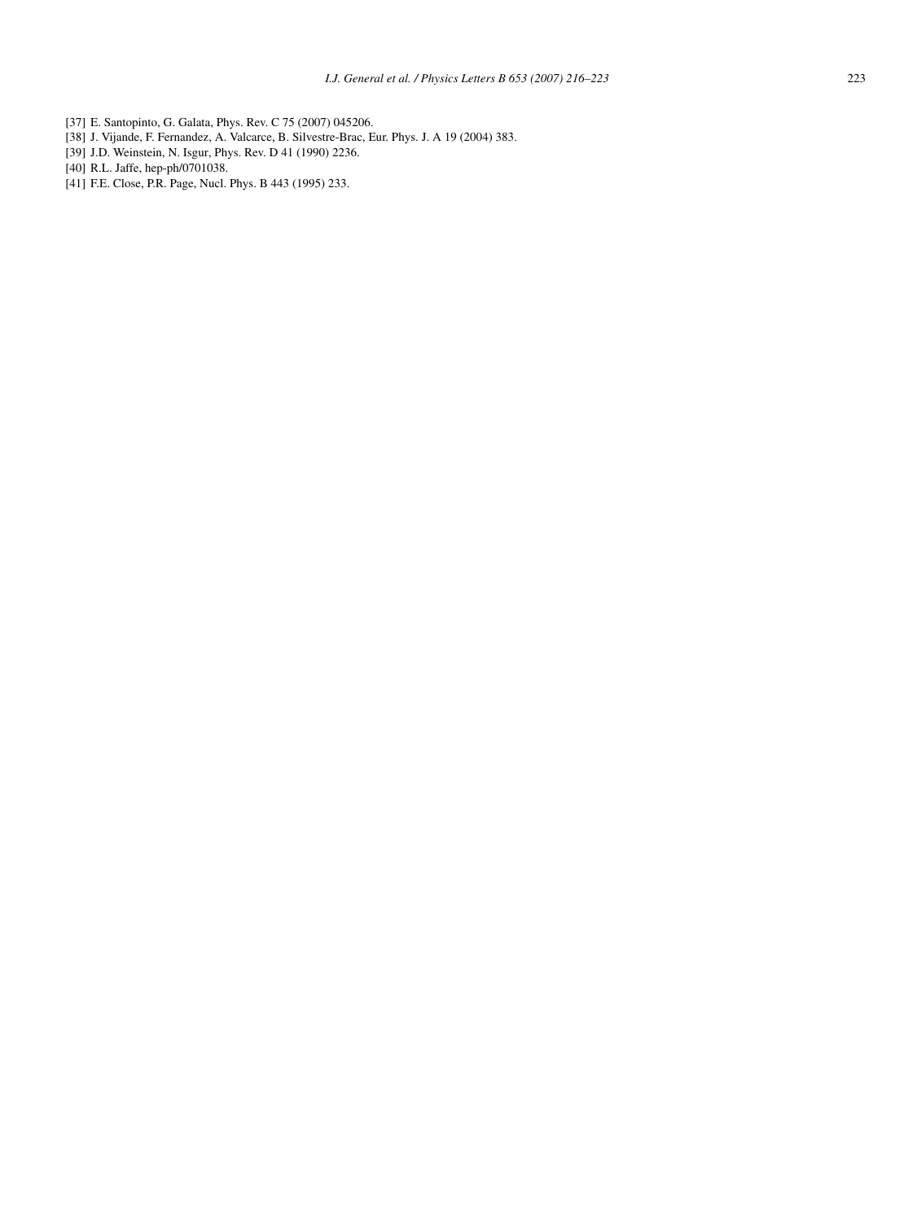[37] E. Santopinto, G. Galata, Phys. Rev. C 75 (2007) 045206.
[38] J. Vijande, F. Fernandez, A. Valcarce, B. Silvestre-Brac, Eur. Phys. J. A 19 (2004) 383.
[39] J.D. Weinstein, N. Isgur, Phys. Rev. D 41 (1990) 2236.
[40] R.L. Jaffe, hep-ph/0701038.
[41] F.E. Close, P.R. Page, Nucl. Phys. B 443 (1995) 233.